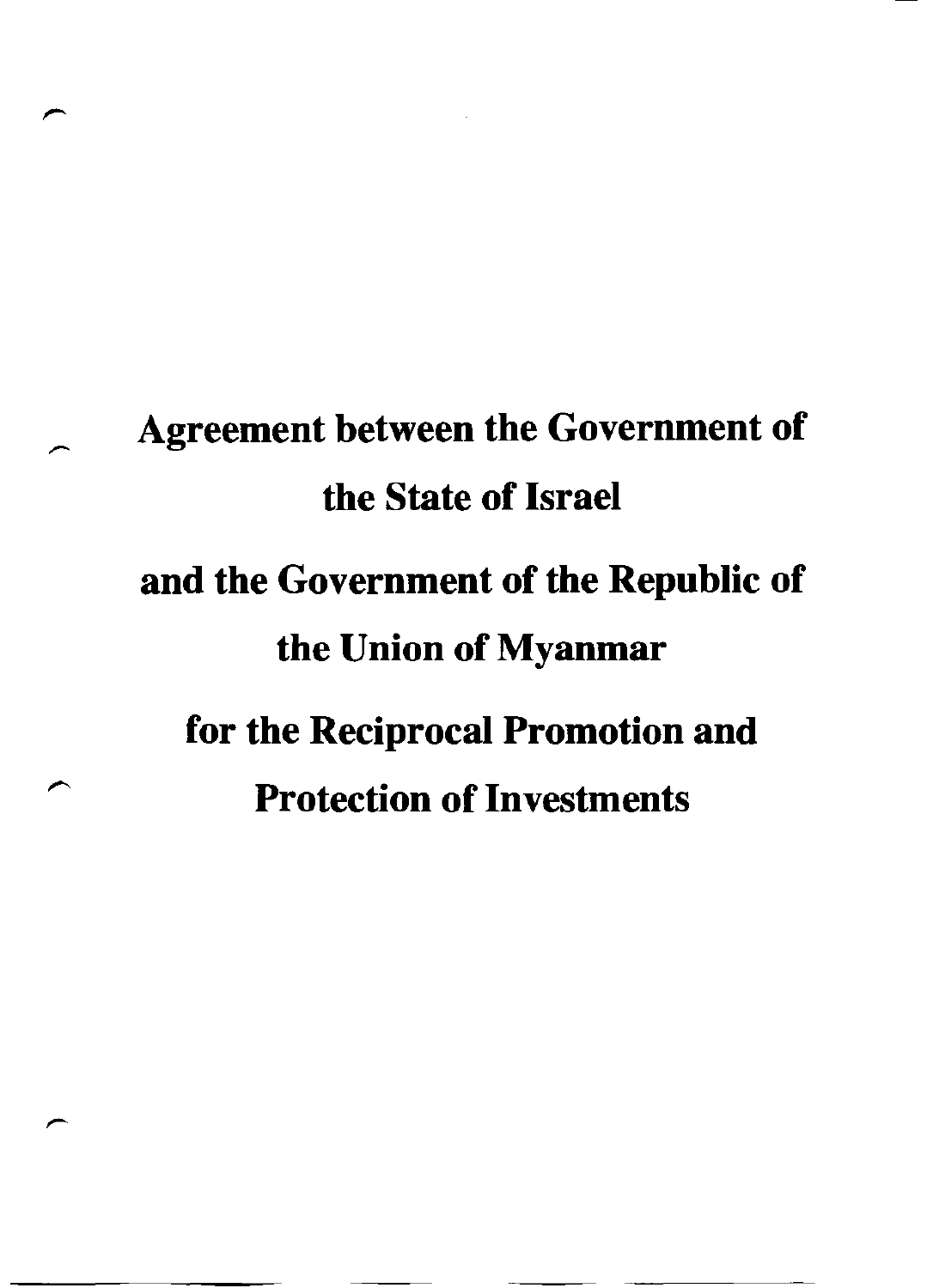# Agreement between the Government of the State of Israel and the Government of the Republic of the Union of Myanmar for the Reciprocal Promotion and Protection of Investments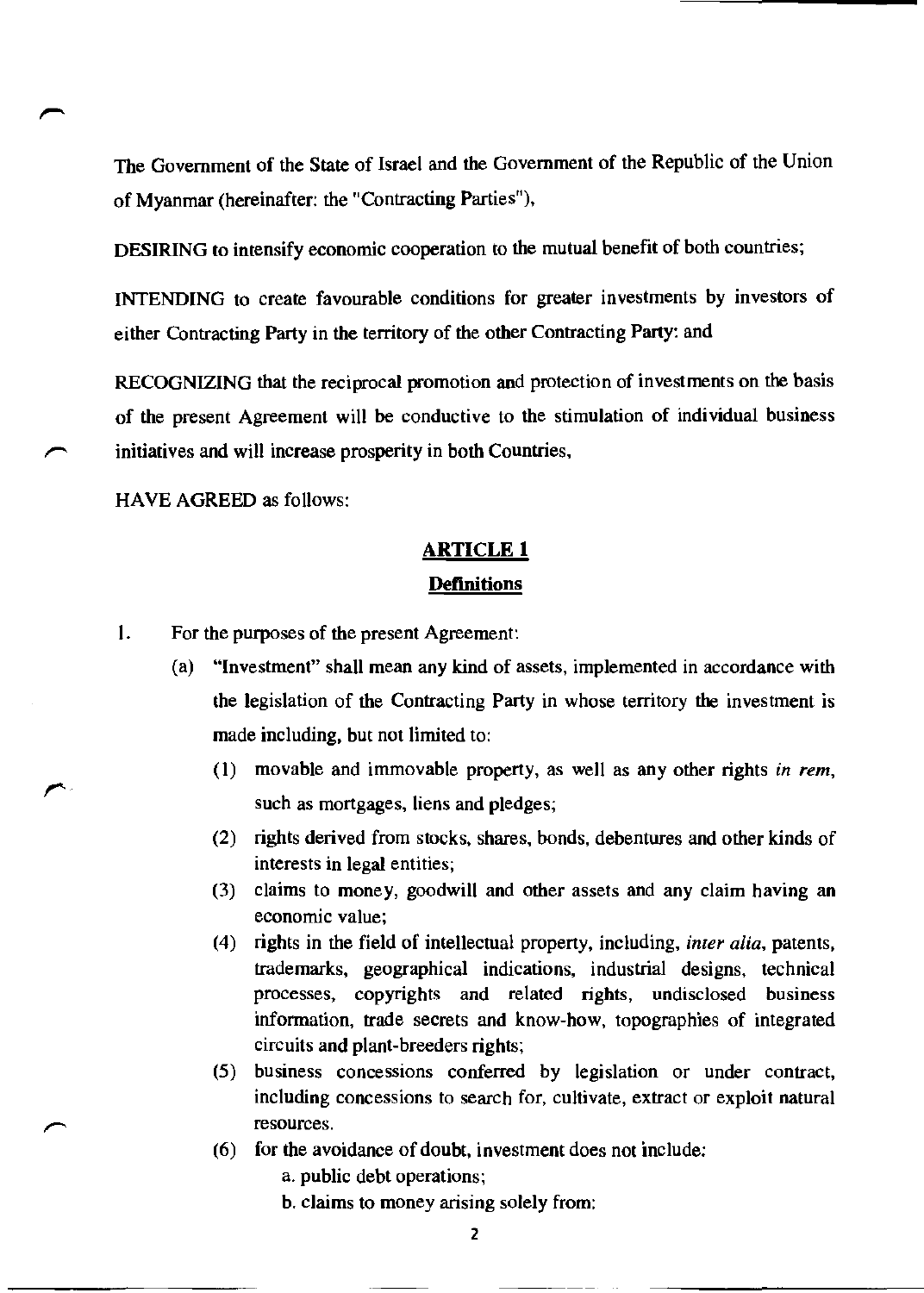The Government of the State of Israel and the Government of the Republic of the Union of Myanmar (hereinafter: the "Contracting Parties"),

**DESIRING** to intensify economic cooperation to the mutual benefit of both countries;

**INTENDING** to create favourable conditions for greater investments by investors of either Contracting Party in the territory of the other Contracting Party: and

**RECOGNIZING** that the reciprocal promotion and protection of investments on the basis of the present Agreement will be conductive to the stimulation of individual business initiatives and will increase prosperity in both Countries,

HAVE AGREED as follows:

## ARTICLE 1

### Definitions

1. For the purposes of the present Agreement:
   - (a) "Investment" shall mean any kind of assets, implemented in accordance with the legislation of the Contracting Party in whose territory the investment is made including, but not limited to:
     - (1) movable and immovable property, as well as any other rights *in rem*, such as mortgages, liens and pledges;
     - (2) rights derived from stocks, shares, bonds, debentures and other kinds of interests in legal entities;
     - (3) claims to money, goodwill and other assets and any claim having an economic value;
     - (4) rights in the field of intellectual property, including, *inter alia*, patents, trademarks, geographical indications, industrial designs, technical processes, copyrights and related rights, undisclosed business information, trade secrets and know-how, topographies of integrated circuits and plant-breeders rights;
     - (5) business concessions conferred by legislation or under contract, including concessions to search for, cultivate, extract or exploit natural resources.
     - (6) for the avoidance of doubt, investment does not include:
       - a. public debt operations;
       - b. claims to money arising solely from: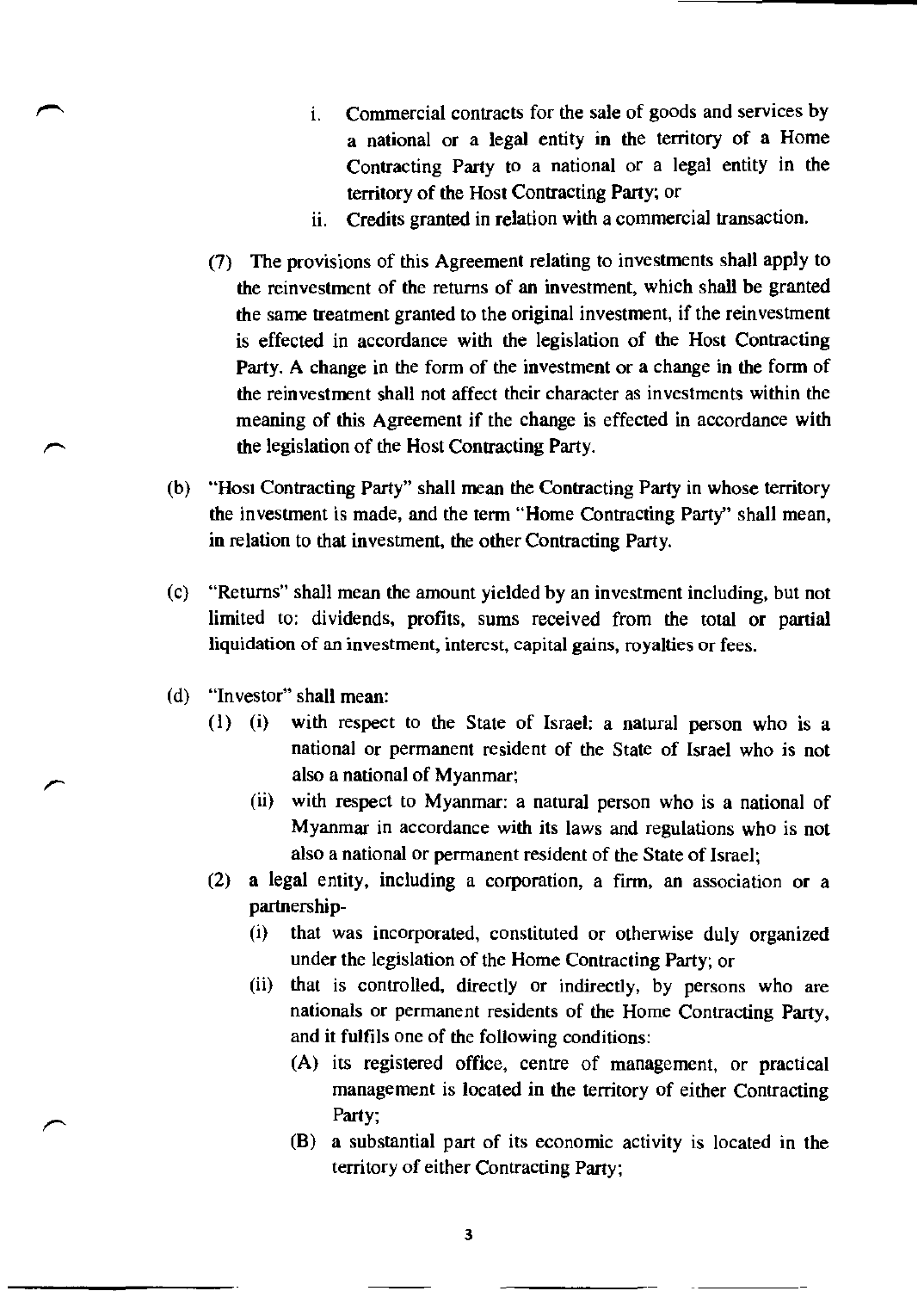i. Commercial contracts for the sale of goods and services by a national or a legal entity in the territory of a Home Contracting Party to a national or a legal entity in the territory of the Host Contracting Party; or
ii. Credits granted in relation with a commercial transaction.

(7) The provisions of this Agreement relating to investments shall apply to the reinvestment of the returns of an investment, which shall be granted the same treatment granted to the original investment, if the reinvestment is effected in accordance with the legislation of the Host Contracting Party. A change in the form of the investment or a change in the form of the reinvestment shall not affect their character as investments within the meaning of this Agreement if the change is effected in accordance with the legislation of the Host Contracting Party.

(b) "Host Contracting Party" shall mean the Contracting Party in whose territory the investment is made, and the term "Home Contracting Party" shall mean, in relation to that investment, the other Contracting Party.

(c) "Returns" shall mean the amount yielded by an investment including, but not limited to: dividends, profits, sums received from the total or partial liquidation of an investment, interest, capital gains, royalties or fees.

(d) "Investor" shall mean:

(1) (i) with respect to the State of Israel: a natural person who is a national or permanent resident of the State of Israel who is not also a national of Myanmar;

(ii) with respect to Myanmar: a natural person who is a national of Myanmar in accordance with its laws and regulations who is not also a national or permanent resident of the State of Israel;

(2) a legal entity, including a corporation, a firm, an association or a partnership-

(i) that was incorporated, constituted or otherwise duly organized under the legislation of the Home Contracting Party; or

(ii) that is controlled, directly or indirectly, by persons who are nationals or permanent residents of the Home Contracting Party, and it fulfils one of the following conditions:

(A) its registered office, centre of management, or practical management is located in the territory of either Contracting Party;

(B) a substantial part of its economic activity is located in the territory of either Contracting Party;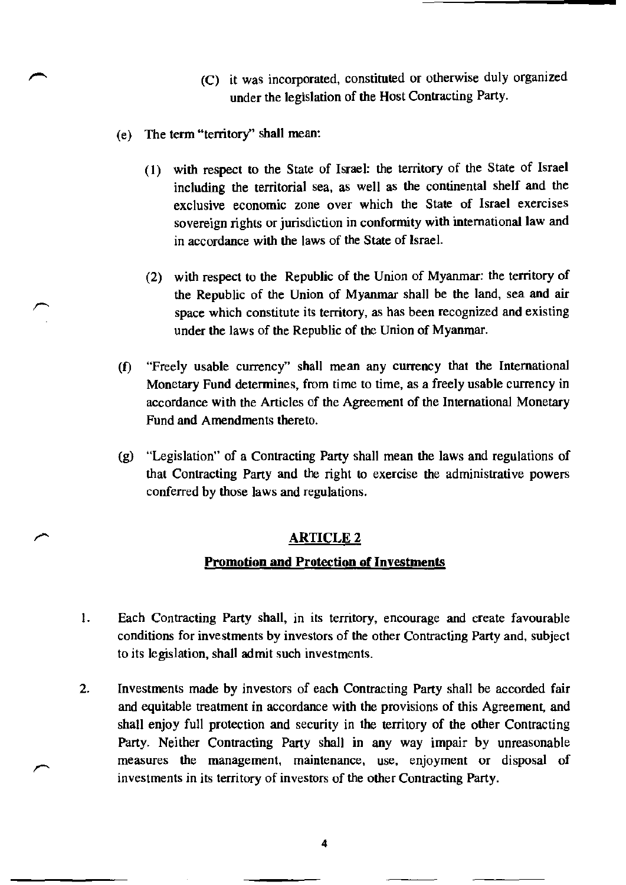(C) it was incorporated, constituted or otherwise duly organized under the legislation of the Host Contracting Party.

(e) The term "territory" shall mean:

(1) with respect to the State of Israel: the territory of the State of Israel including the territorial sea, as well as the continental shelf and the exclusive economic zone over which the State of Israel exercises sovereign rights or jurisdiction in conformity with international law and in accordance with the laws of the State of Israel.

(2) with respect to the Republic of the Union of Myanmar: the territory of the Republic of the Union of Myanmar shall be the land, sea and air space which constitute its territory, as has been recognized and existing under the laws of the Republic of the Union of Myanmar.

(f) "Freely usable currency" shall mean any currency that the International Monetary Fund determines, from time to time, as a freely usable currency in accordance with the Articles of the Agreement of the International Monetary Fund and Amendments thereto.

(g) "Legislation" of a Contracting Party shall mean the laws and regulations of that Contracting Party and the right to exercise the administrative powers conferred by those laws and regulations.

## ARTICLE 2

### Promotion and Protection of Investments

1. Each Contracting Party shall, in its territory, encourage and create favourable conditions for investments by investors of the other Contracting Party and, subject to its legislation, shall admit such investments.

2. Investments made by investors of each Contracting Party shall be accorded fair and equitable treatment in accordance with the provisions of this Agreement, and shall enjoy full protection and security in the territory of the other Contracting Party. Neither Contracting Party shall in any way impair by unreasonable measures the management, maintenance, use, enjoyment or disposal of investments in its territory of investors of the other Contracting Party.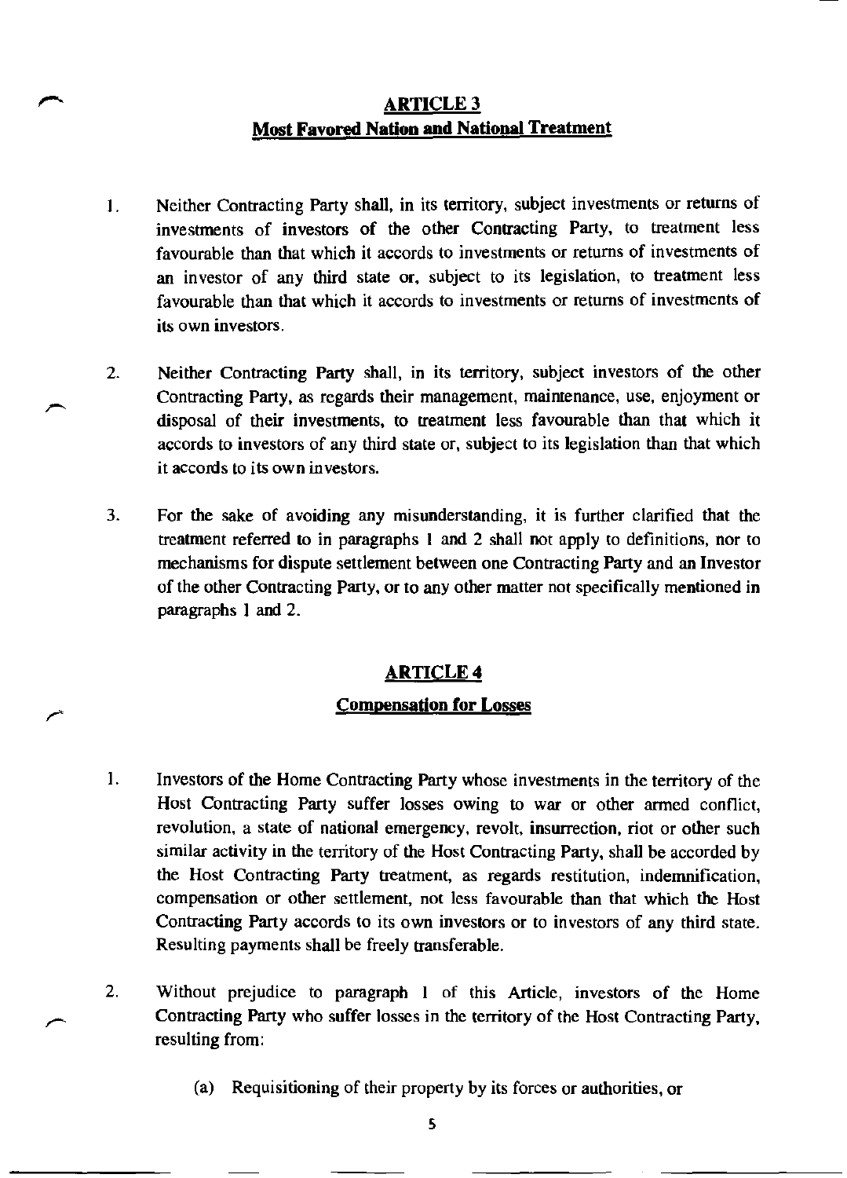## ARTICLE 3
**Most Favored Nation and National Treatment**

1. Neither Contracting Party shall, in its territory, subject investments or returns of investments of investors of the other Contracting Party, to treatment less favourable than that which it accords to investments or returns of investments of an investor of any third state or, subject to its legislation, to treatment less favourable than that which it accords to investments or returns of investments of its own investors.

2. Neither Contracting Party shall, in its territory, subject investors of the other Contracting Party, as regards their management, maintenance, use, enjoyment or disposal of their investments, to treatment less favourable than that which it accords to investors of any third state or, subject to its legislation than that which it accords to its own investors.

3. For the sake of avoiding any misunderstanding, it is further clarified that the treatment referred to in paragraphs 1 and 2 shall not apply to definitions, nor to mechanisms for dispute settlement between one Contracting Party and an Investor of the other Contracting Party, or to any other matter not specifically mentioned in paragraphs 1 and 2.

## ARTICLE 4
**Compensation for Losses**

1. Investors of the Home Contracting Party whose investments in the territory of the Host Contracting Party suffer losses owing to war or other armed conflict, revolution, a state of national emergency, revolt, insurrection, riot or other such similar activity in the territory of the Host Contracting Party, shall be accorded by the Host Contracting Party treatment, as regards restitution, indemnification, compensation or other settlement, not less favourable than that which the Host Contracting Party accords to its own investors or to investors of any third state. Resulting payments shall be freely transferable.

2. Without prejudice to paragraph 1 of this Article, investors of the Home Contracting Party who suffer losses in the territory of the Host Contracting Party, resulting from:

   (a) Requisitioning of their property by its forces or authorities, or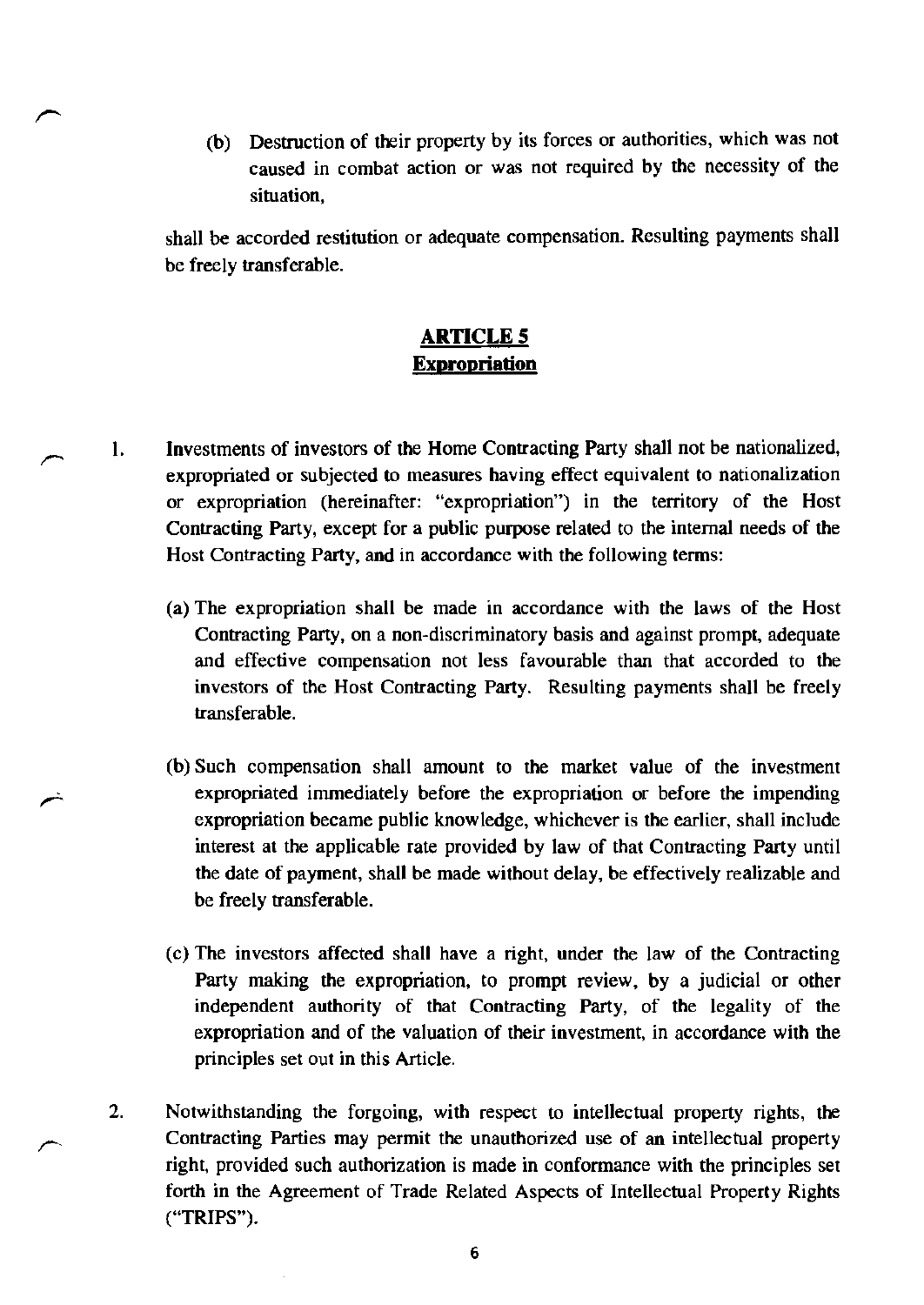(b) Destruction of their property by its forces or authorities, which was not caused in combat action or was not required by the necessity of the situation,

shall be accorded restitution or adequate compensation. Resulting payments shall be freely transferable.

## **ARTICLE 5**
## **Expropriation**

1. Investments of investors of the Home Contracting Party shall not be nationalized, expropriated or subjected to measures having effect equivalent to nationalization or expropriation (hereinafter: "expropriation") in the territory of the Host Contracting Party, except for a public purpose related to the internal needs of the Host Contracting Party, and in accordance with the following terms:

   (a) The expropriation shall be made in accordance with the laws of the Host Contracting Party, on a non-discriminatory basis and against prompt, adequate and effective compensation not less favourable than that accorded to the investors of the Host Contracting Party. Resulting payments shall be freely transferable.

   (b) Such compensation shall amount to the market value of the investment expropriated immediately before the expropriation or before the impending expropriation became public knowledge, whichever is the earlier, shall include interest at the applicable rate provided by law of that Contracting Party until the date of payment, shall be made without delay, be effectively realizable and be freely transferable.

   (c) The investors affected shall have a right, under the law of the Contracting Party making the expropriation, to prompt review, by a judicial or other independent authority of that Contracting Party, of the legality of the expropriation and of the valuation of their investment, in accordance with the principles set out in this Article.

2. Notwithstanding the forgoing, with respect to intellectual property rights, the Contracting Parties may permit the unauthorized use of an intellectual property right, provided such authorization is made in conformance with the principles set forth in the Agreement of Trade Related Aspects of Intellectual Property Rights ("TRIPS").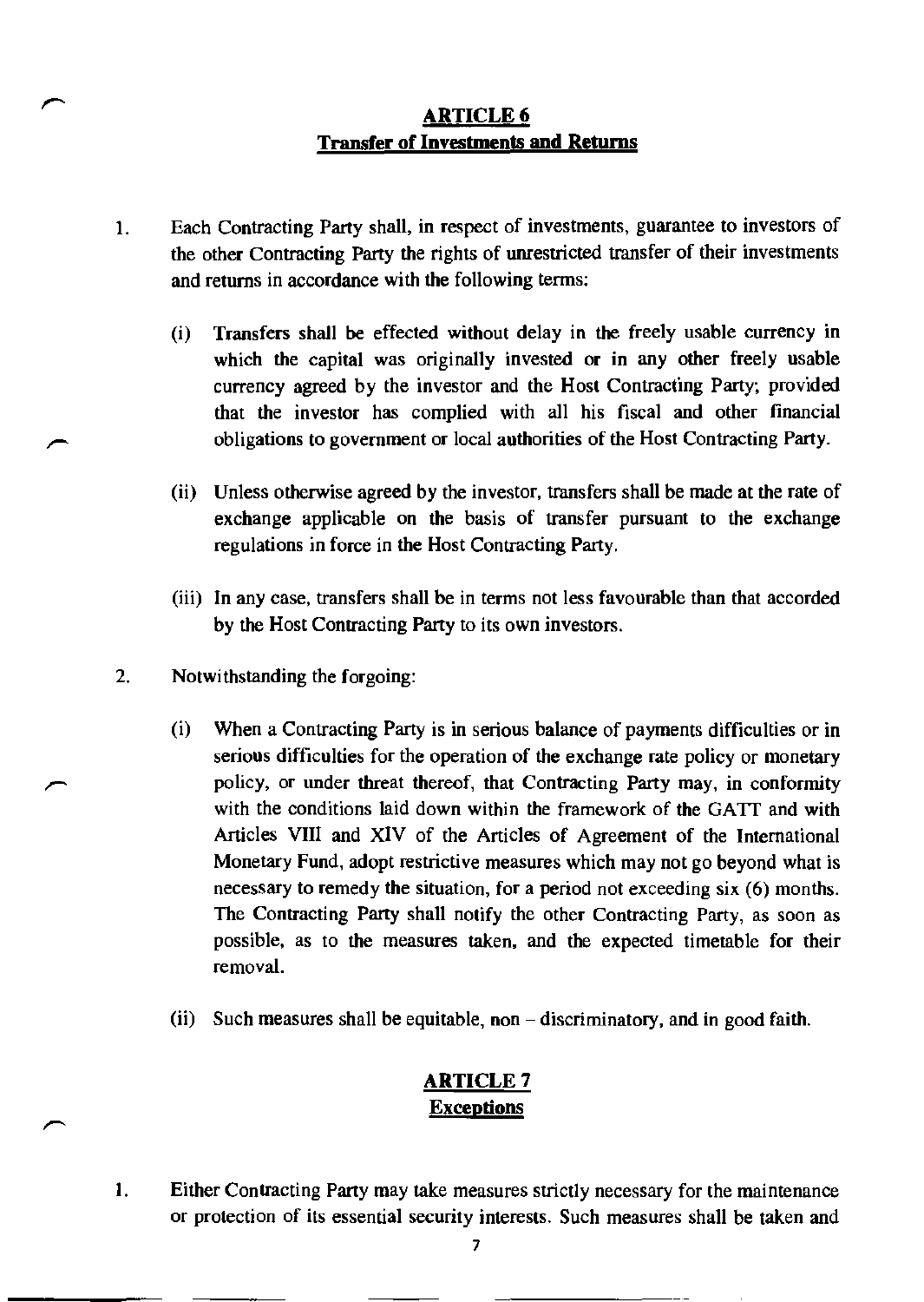## ARTICLE 6
## Transfer of Investments and Returns

1. Each Contracting Party shall, in respect of investments, guarantee to investors of the other Contracting Party the rights of unrestricted transfer of their investments and returns in accordance with the following terms:

   (i) Transfers shall be effected without delay in the freely usable currency in which the capital was originally invested or in any other freely usable currency agreed by the investor and the Host Contracting Party; provided that the investor has complied with all his fiscal and other financial obligations to government or local authorities of the Host Contracting Party.

   (ii) Unless otherwise agreed by the investor, transfers shall be made at the rate of exchange applicable on the basis of transfer pursuant to the exchange regulations in force in the Host Contracting Party.

   (iii) In any case, transfers shall be in terms not less favourable than that accorded by the Host Contracting Party to its own investors.

2. Notwithstanding the forgoing:

   (i) When a Contracting Party is in serious balance of payments difficulties or in serious difficulties for the operation of the exchange rate policy or monetary policy, or under threat thereof, that Contracting Party may, in conformity with the conditions laid down within the framework of the GATT and with Articles VIII and XIV of the Articles of Agreement of the International Monetary Fund, adopt restrictive measures which may not go beyond what is necessary to remedy the situation, for a period not exceeding six (6) months. The Contracting Party shall notify the other Contracting Party, as soon as possible, as to the measures taken, and the expected timetable for their removal.

   (ii) Such measures shall be equitable, non – discriminatory, and in good faith.

## ARTICLE 7
## Exceptions

1. Either Contracting Party may take measures strictly necessary for the maintenance or protection of its essential security interests. Such measures shall be taken and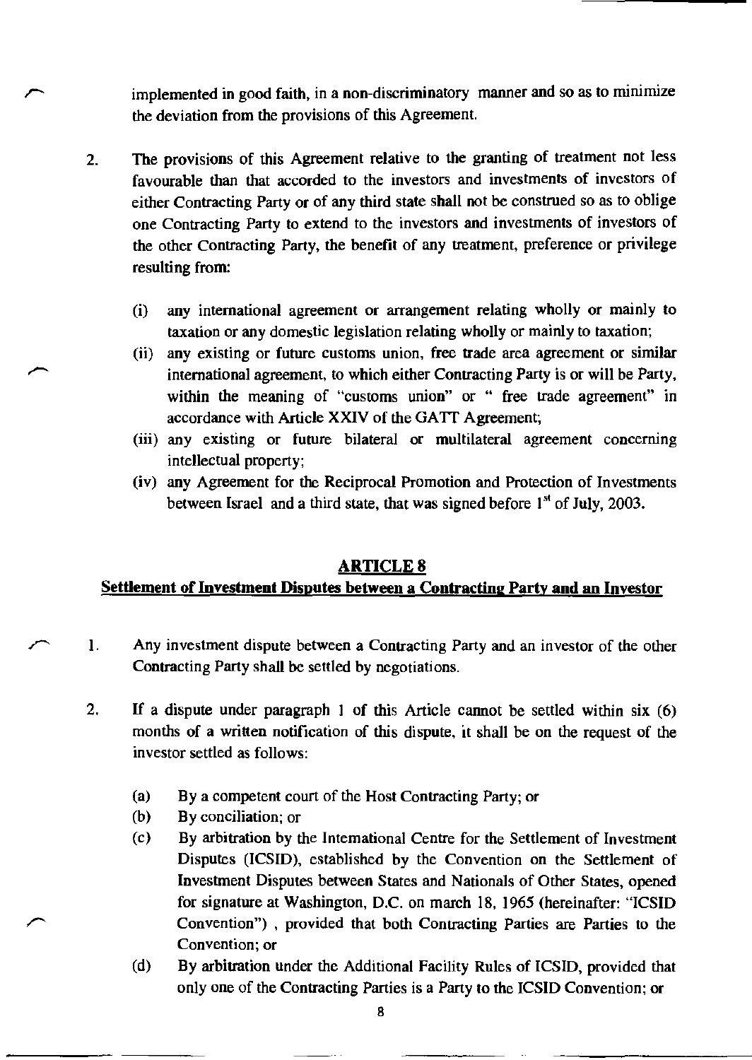implemented in good faith, in a non-discriminatory manner and so as to minimize the deviation from the provisions of this Agreement.

2. The provisions of this Agreement relative to the granting of treatment not less favourable than that accorded to the investors and investments of investors of either Contracting Party or of any third state shall not be construed so as to oblige one Contracting Party to extend to the investors and investments of investors of the other Contracting Party, the benefit of any treatment, preference or privilege resulting from:

   (i) any international agreement or arrangement relating wholly or mainly to taxation or any domestic legislation relating wholly or mainly to taxation;
   (ii) any existing or future customs union, free trade area agreement or similar international agreement, to which either Contracting Party is or will be Party, within the meaning of "customs union" or " free trade agreement" in accordance with Article XXIV of the GATT Agreement;
   (iii) any existing or future bilateral or multilateral agreement concerning intellectual property;
   (iv) any Agreement for the Reciprocal Promotion and Protection of Investments between Israel and a third state, that was signed before 1st of July, 2003.

## ARTICLE 8
## Settlement of Investment Disputes between a Contracting Party and an Investor

1. Any investment dispute between a Contracting Party and an investor of the other Contracting Party shall be settled by negotiations.

2. If a dispute under paragraph 1 of this Article cannot be settled within six (6) months of a written notification of this dispute, it shall be on the request of the investor settled as follows:

   (a) By a competent court of the Host Contracting Party; or
   (b) By conciliation; or
   (c) By arbitration by the International Centre for the Settlement of Investment Disputes (ICSID), established by the Convention on the Settlement of Investment Disputes between States and Nationals of Other States, opened for signature at Washington, D.C. on march 18, 1965 (hereinafter: "ICSID Convention") , provided that both Contracting Parties are Parties to the Convention; or
   (d) By arbitration under the Additional Facility Rules of ICSID, provided that only one of the Contracting Parties is a Party to the ICSID Convention; or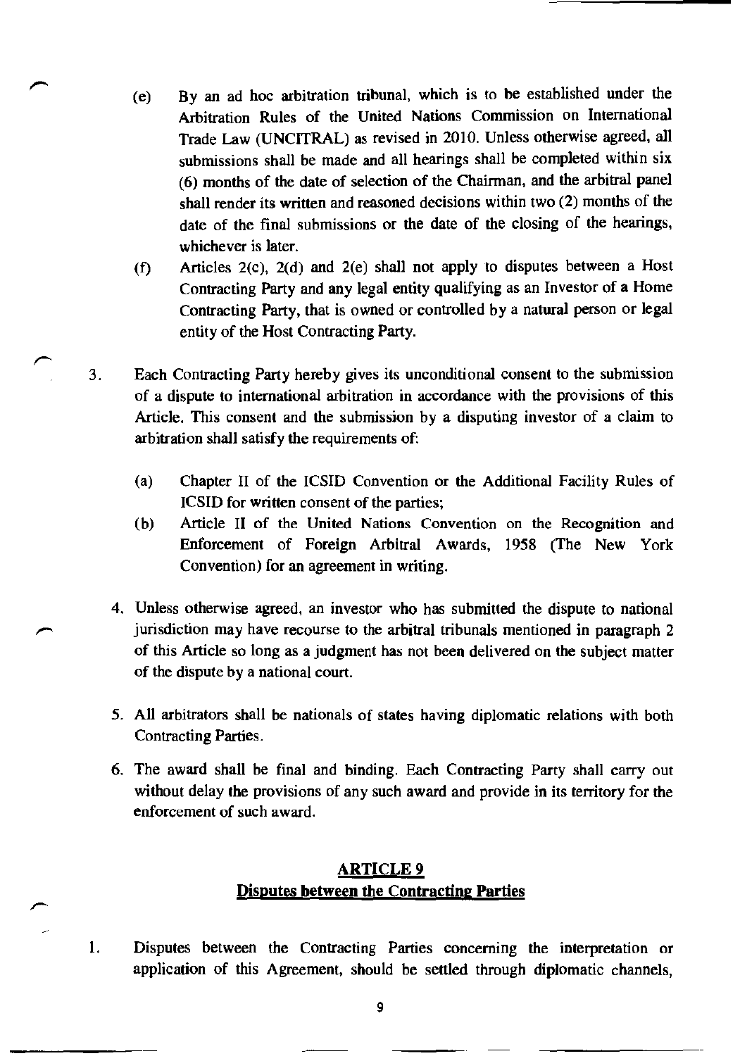(e) By an ad hoc arbitration tribunal, which is to be established under the Arbitration Rules of the United Nations Commission on International Trade Law (UNCITRAL) as revised in 2010. Unless otherwise agreed, all submissions shall be made and all hearings shall be completed within six (6) months of the date of selection of the Chairman, and the arbitral panel shall render its written and reasoned decisions within two (2) months of the date of the final submissions or the date of the closing of the hearings, whichever is later.

(f) Articles 2(c), 2(d) and 2(e) shall not apply to disputes between a Host Contracting Party and any legal entity qualifying as an Investor of a Home Contracting Party, that is owned or controlled by a natural person or legal entity of the Host Contracting Party.

3. Each Contracting Party hereby gives its unconditional consent to the submission of a dispute to international arbitration in accordance with the provisions of this Article. This consent and the submission by a disputing investor of a claim to arbitration shall satisfy the requirements of:

   (a) Chapter II of the ICSID Convention or the Additional Facility Rules of ICSID for written consent of the parties;

   (b) Article II of the United Nations Convention on the Recognition and Enforcement of Foreign Arbitral Awards, 1958 (The New York Convention) for an agreement in writing.

4. Unless otherwise agreed, an investor who has submitted the dispute to national jurisdiction may have recourse to the arbitral tribunals mentioned in paragraph 2 of this Article so long as a judgment has not been delivered on the subject matter of the dispute by a national court.

5. All arbitrators shall be nationals of states having diplomatic relations with both Contracting Parties.

6. The award shall be final and binding. Each Contracting Party shall carry out without delay the provisions of any such award and provide in its territory for the enforcement of such award.

## ARTICLE 9
## Disputes between the Contracting Parties

1. Disputes between the Contracting Parties concerning the interpretation or application of this Agreement, should be settled through diplomatic channels,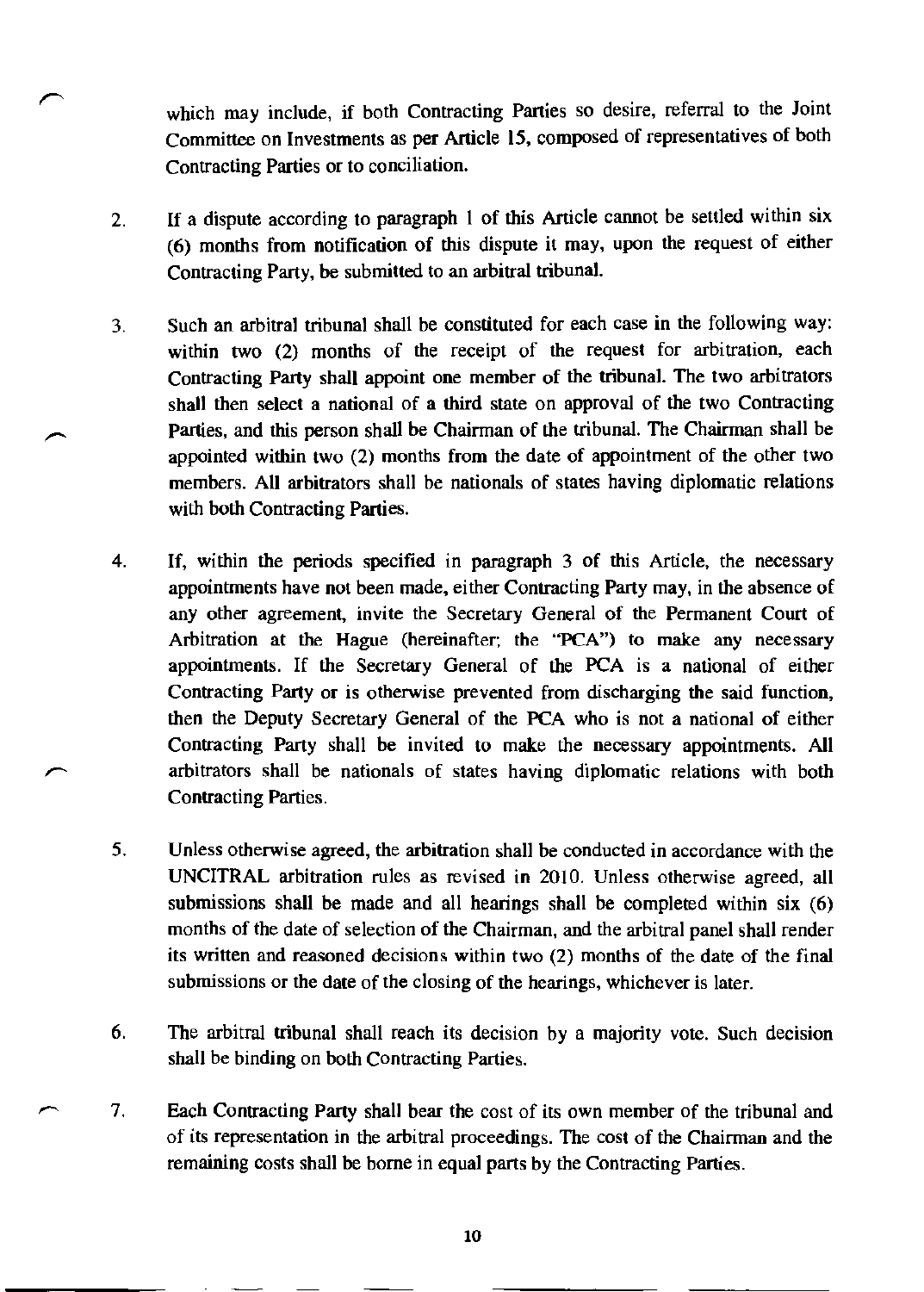which may include, if both Contracting Parties so desire, referral to the Joint Committee on Investments as per Article 15, composed of representatives of both Contracting Parties or to conciliation.

2. If a dispute according to paragraph 1 of this Article cannot be settled within six (6) months from notification of this dispute it may, upon the request of either Contracting Party, be submitted to an arbitral tribunal.

3. Such an arbitral tribunal shall be constituted for each case in the following way: within two (2) months of the receipt of the request for arbitration, each Contracting Party shall appoint one member of the tribunal. The two arbitrators shall then select a national of a third state on approval of the two Contracting Parties, and this person shall be Chairman of the tribunal. The Chairman shall be appointed within two (2) months from the date of appointment of the other two members. All arbitrators shall be nationals of states having diplomatic relations with both Contracting Parties.

4. If, within the periods specified in paragraph 3 of this Article, the necessary appointments have not been made, either Contracting Party may, in the absence of any other agreement, invite the Secretary General of the Permanent Court of Arbitration at the Hague (hereinafter; the "PCA") to make any necessary appointments. If the Secretary General of the PCA is a national of either Contracting Party or is otherwise prevented from discharging the said function, then the Deputy Secretary General of the PCA who is not a national of either Contracting Party shall be invited to make the necessary appointments. All arbitrators shall be nationals of states having diplomatic relations with both Contracting Parties.

5. Unless otherwise agreed, the arbitration shall be conducted in accordance with the UNCITRAL arbitration rules as revised in 2010. Unless otherwise agreed, all submissions shall be made and all hearings shall be completed within six (6) months of the date of selection of the Chairman, and the arbitral panel shall render its written and reasoned decisions within two (2) months of the date of the final submissions or the date of the closing of the hearings, whichever is later.

6. The arbitral tribunal shall reach its decision by a majority vote. Such decision shall be binding on both Contracting Parties.

7. Each Contracting Party shall bear the cost of its own member of the tribunal and of its representation in the arbitral proceedings. The cost of the Chairman and the remaining costs shall be borne in equal parts by the Contracting Parties.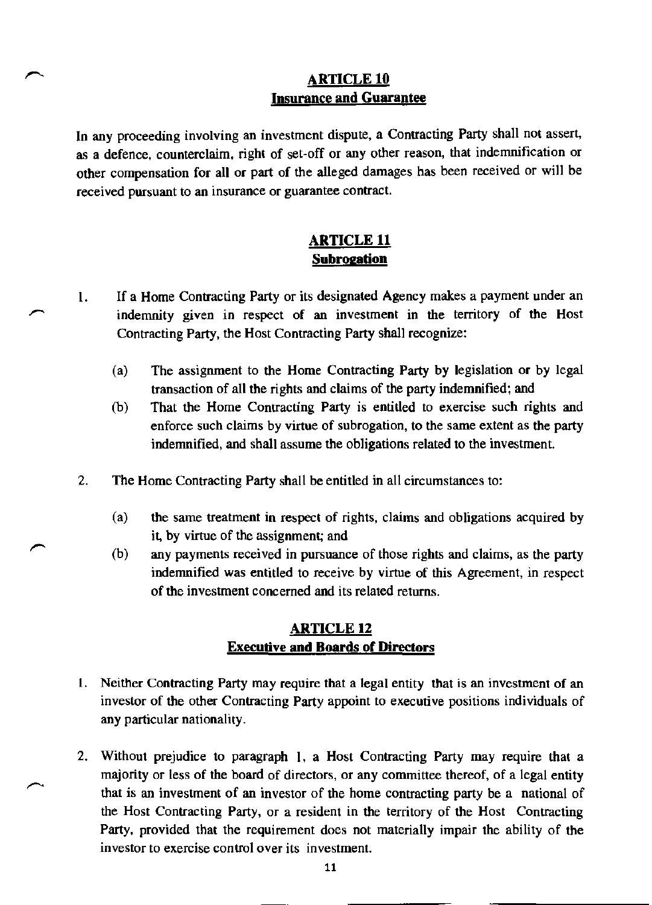## ARTICLE 10
## Insurance and Guarantee

In any proceeding involving an investment dispute, a Contracting Party shall not assert, as a defence, counterclaim, right of set-off or any other reason, that indemnification or other compensation for all or part of the alleged damages has been received or will be received pursuant to an insurance or guarantee contract.

## ARTICLE 11
## Subrogation

1. If a Home Contracting Party or its designated Agency makes a payment under an indemnity given in respect of an investment in the territory of the Host Contracting Party, the Host Contracting Party shall recognize:

   (a) The assignment to the Home Contracting Party by legislation or by legal transaction of all the rights and claims of the party indemnified; and

   (b) That the Home Contracting Party is entitled to exercise such rights and enforce such claims by virtue of subrogation, to the same extent as the party indemnified, and shall assume the obligations related to the investment.

2. The Home Contracting Party shall be entitled in all circumstances to:

   (a) the same treatment in respect of rights, claims and obligations acquired by it, by virtue of the assignment; and

   (b) any payments received in pursuance of those rights and claims, as the party indemnified was entitled to receive by virtue of this Agreement, in respect of the investment concerned and its related returns.

## ARTICLE 12
## Executive and Boards of Directors

1. Neither Contracting Party may require that a legal entity that is an investment of an investor of the other Contracting Party appoint to executive positions individuals of any particular nationality.

2. Without prejudice to paragraph 1, a Host Contracting Party may require that a majority or less of the board of directors, or any committee thereof, of a legal entity that is an investment of an investor of the home contracting party be a national of the Host Contracting Party, or a resident in the territory of the Host Contracting Party, provided that the requirement does not materially impair the ability of the investor to exercise control over its investment.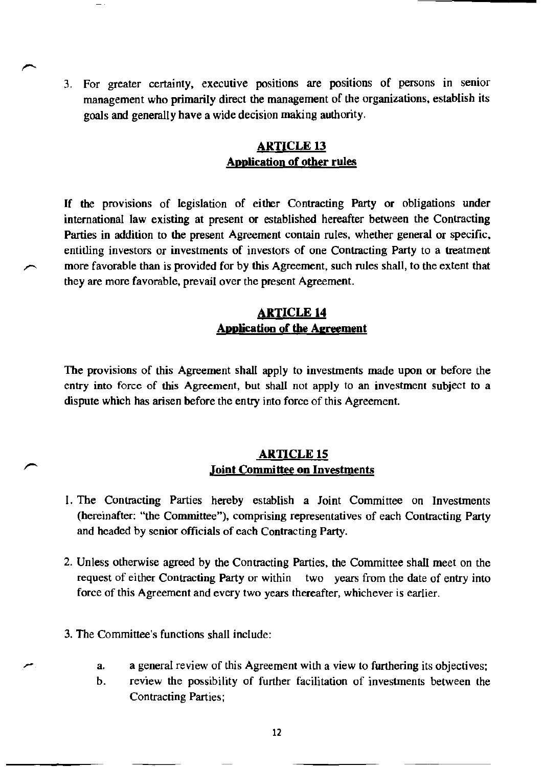3. For greater certainty, executive positions are positions of persons in senior management who primarily direct the management of the organizations, establish its goals and generally have a wide decision making authority.

## ARTICLE 13
## Application of other rules

If the provisions of legislation of either Contracting Party or obligations under international law existing at present or established hereafter between the Contracting Parties in addition to the present Agreement contain rules, whether general or specific, entitling investors or investments of investors of one Contracting Party to a treatment more favorable than is provided for by this Agreement, such rules shall, to the extent that they are more favorable, prevail over the present Agreement.

## ARTICLE 14
## Application of the Agreement

The provisions of this Agreement shall apply to investments made upon or before the entry into force of this Agreement, but shall not apply to an investment subject to a dispute which has arisen before the entry into force of this Agreement.

## ARTICLE 15
## Joint Committee on Investments

1. The Contracting Parties hereby establish a Joint Committee on Investments (hereinafter: "the Committee"), comprising representatives of each Contracting Party and headed by senior officials of each Contracting Party.

2. Unless otherwise agreed by the Contracting Parties, the Committee shall meet on the request of either Contracting Party or within two years from the date of entry into force of this Agreement and every two years thereafter, whichever is earlier.

3. The Committee's functions shall include:

   a. a general review of this Agreement with a view to furthering its objectives;
   b. review the possibility of further facilitation of investments between the Contracting Parties;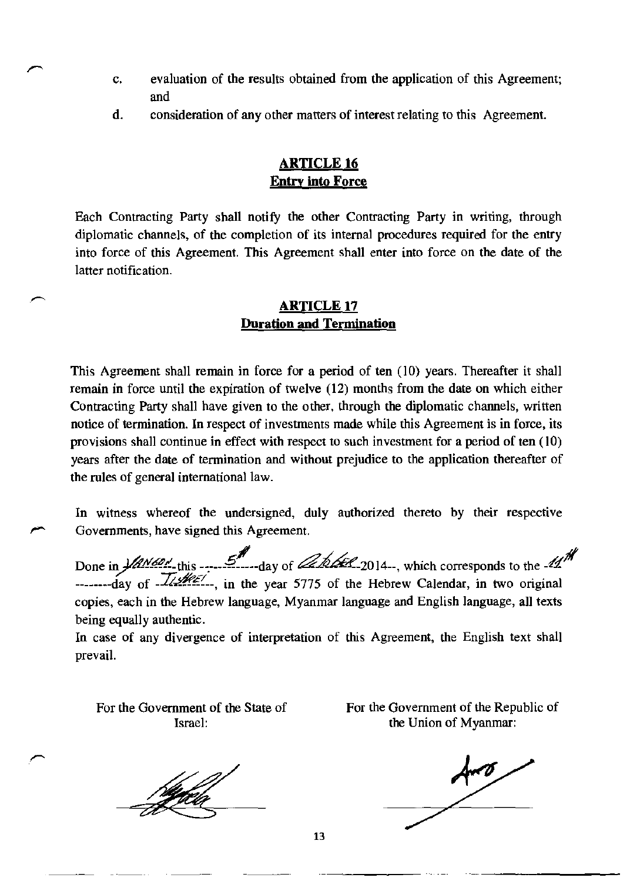c. evaluation of the results obtained from the application of this Agreement; and

d. consideration of any other matters of interest relating to this Agreement.

## ARTICLE 16
## Entry into Force

Each Contracting Party shall notify the other Contracting Party in writing, through diplomatic channels, of the completion of its internal procedures required for the entry into force of this Agreement. This Agreement shall enter into force on the date of the latter notification.

## ARTICLE 17
## Duration and Termination

This Agreement shall remain in force for a period of ten (10) years. Thereafter it shall remain in force until the expiration of twelve (12) months from the date on which either Contracting Party shall have given to the other, through the diplomatic channels, written notice of termination. In respect of investments made while this Agreement is in force, its provisions shall continue in effect with respect to such investment for a period of ten (10) years after the date of termination and without prejudice to the application thereafter of the rules of general international law.

In witness whereof the undersigned, duly authorized thereto by their respective Governments, have signed this Agreement.

Done in YANGON this -----5th-----day of October 2014--, which corresponds to the -11th --------day of --Tishrei----, in the year 5775 of the Hebrew Calendar, in two original copies, each in the Hebrew language, Myanmar language and English language, all texts being equally authentic.

In case of any divergence of interpretation of this Agreement, the English text shall prevail.

| For the Government of the State of Israel: | For the Government of the Republic of the Union of Myanmar: |
| --- | --- |
| [signature] | [signature] |